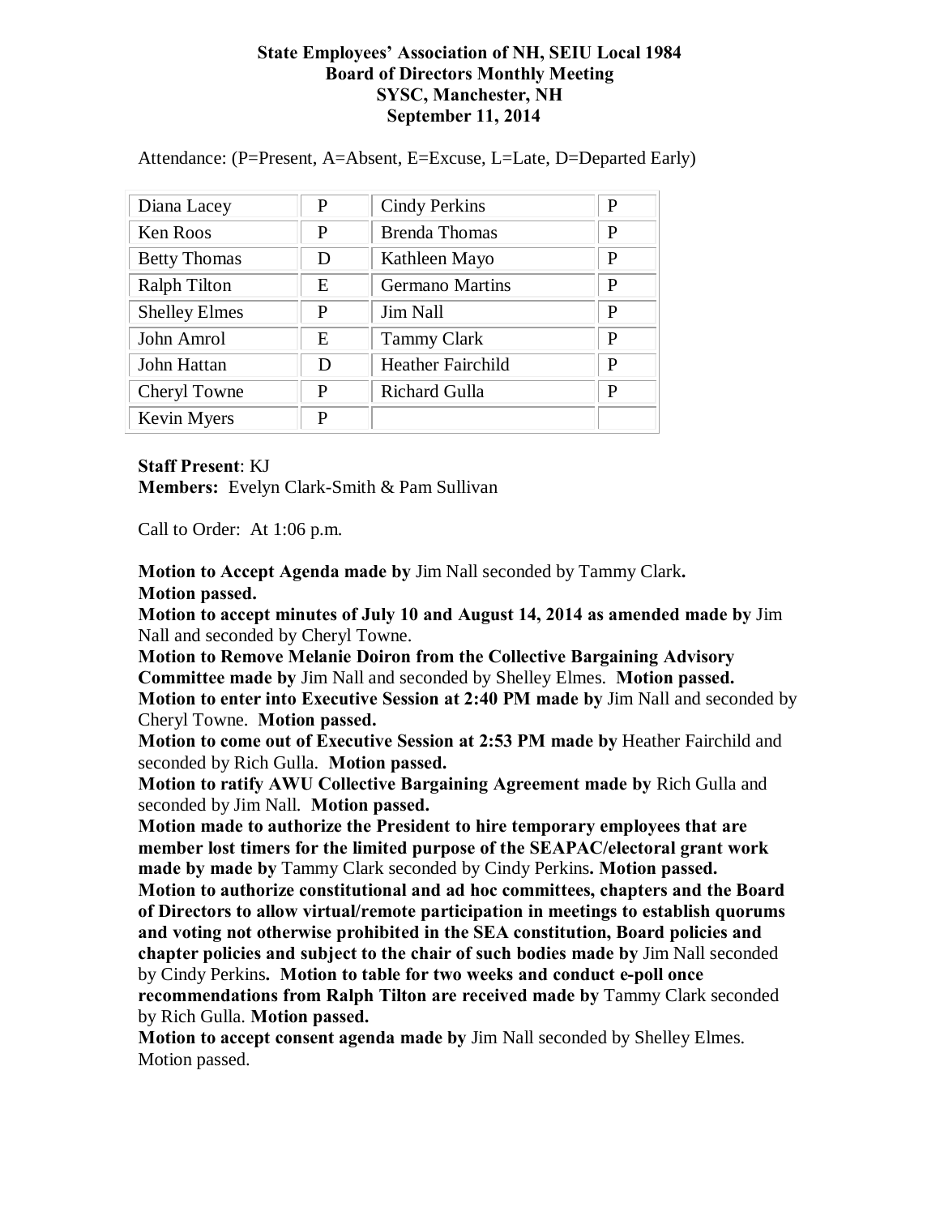**State Employees' Association of NH, SEIU Local 1984**
**Board of Directors Monthly Meeting**
**SYSC, Manchester, NH**
**September 11, 2014**

Attendance: (P=Present, A=Absent, E=Excuse, L=Late, D=Departed Early)

| | | | |
|---|---|---|---|
| Diana Lacey | P | Cindy Perkins | P |
| Ken Roos | P | Brenda Thomas | P |
| Betty Thomas | D | Kathleen Mayo | P |
| Ralph Tilton | E | Germano Martins | P |
| Shelley Elmes | P | Jim Nall | P |
| John Amrol | E | Tammy Clark | P |
| John Hattan | D | Heather Fairchild | P |
| Cheryl Towne | P | Richard Gulla | P |
| Kevin Myers | P | | |

**Staff Present**: KJ
**Members:** Evelyn Clark-Smith & Pam Sullivan

Call to Order: At 1:06 p.m.

**Motion to Accept Agenda made by** Jim Nall seconded by Tammy Clark**.**
**Motion passed.**
**Motion to accept minutes of July 10 and August 14, 2014 as amended made by** Jim Nall and seconded by Cheryl Towne.
**Motion to Remove Melanie Doiron from the Collective Bargaining Advisory Committee made by** Jim Nall and seconded by Shelley Elmes. **Motion passed.**
**Motion to enter into Executive Session at 2:40 PM made by** Jim Nall and seconded by Cheryl Towne. **Motion passed.**
**Motion to come out of Executive Session at 2:53 PM made by** Heather Fairchild and seconded by Rich Gulla. **Motion passed.**
**Motion to ratify AWU Collective Bargaining Agreement made by** Rich Gulla and seconded by Jim Nall. **Motion passed.**
**Motion made to authorize the President to hire temporary employees that are member lost timers for the limited purpose of the SEAPAC/electoral grant work made by made by** Tammy Clark seconded by Cindy Perkins**. Motion passed.**
**Motion to authorize constitutional and ad hoc committees, chapters and the Board of Directors to allow virtual/remote participation in meetings to establish quorums and voting not otherwise prohibited in the SEA constitution, Board policies and chapter policies and subject to the chair of such bodies made by** Jim Nall seconded by Cindy Perkins**. Motion to table for two weeks and conduct e-poll once recommendations from Ralph Tilton are received made by** Tammy Clark seconded by Rich Gulla. **Motion passed.**
**Motion to accept consent agenda made by** Jim Nall seconded by Shelley Elmes. Motion passed.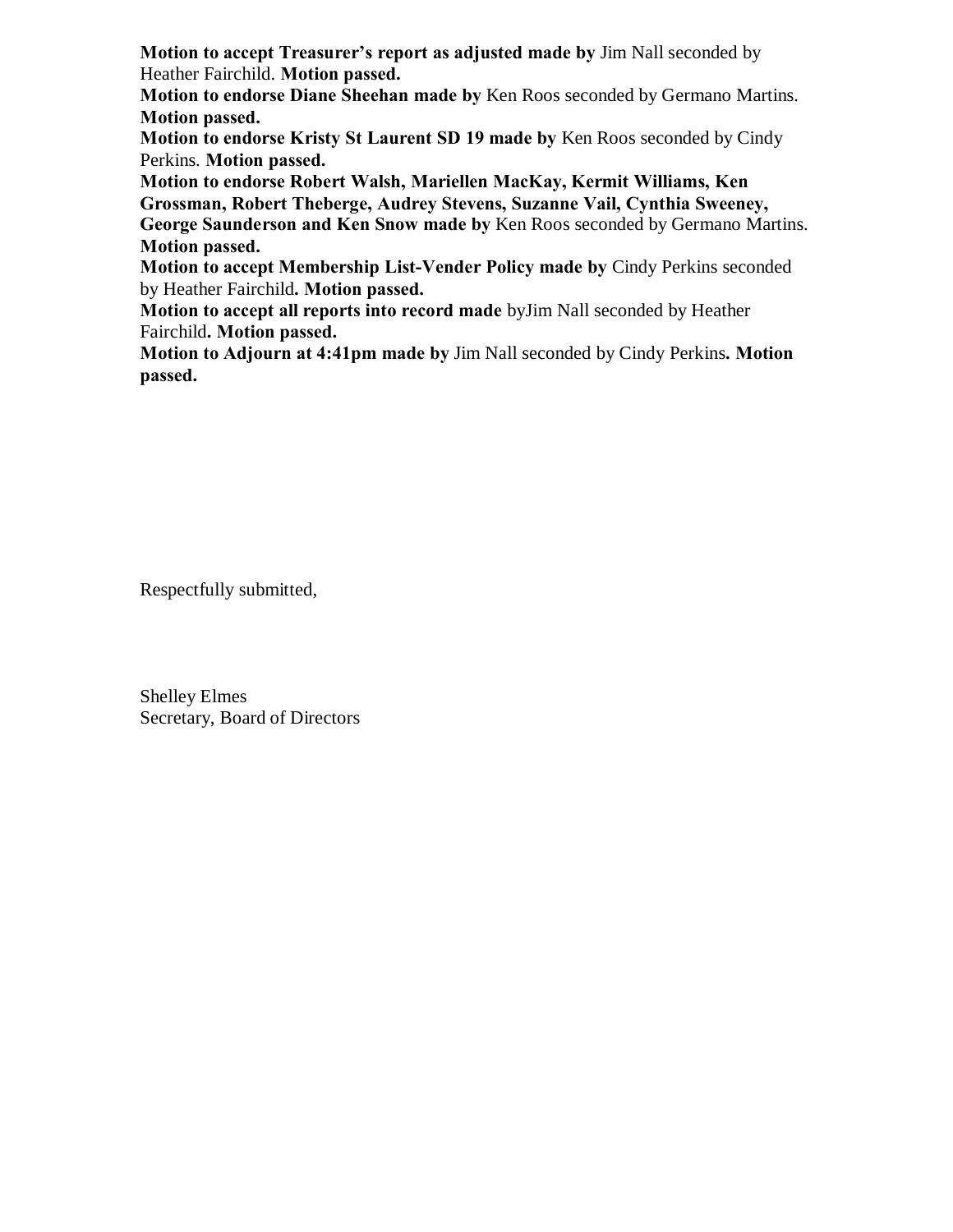**Motion to accept Treasurer's report as adjusted made by** Jim Nall seconded by Heather Fairchild. **Motion passed.**

**Motion to endorse Diane Sheehan made by** Ken Roos seconded by Germano Martins. **Motion passed.**

**Motion to endorse Kristy St Laurent SD 19 made by** Ken Roos seconded by Cindy Perkins. **Motion passed.**

**Motion to endorse Robert Walsh, Mariellen MacKay, Kermit Williams, Ken Grossman, Robert Theberge, Audrey Stevens, Suzanne Vail, Cynthia Sweeney, George Saunderson and Ken Snow made by** Ken Roos seconded by Germano Martins. **Motion passed.**

**Motion to accept Membership List-Vender Policy made by** Cindy Perkins seconded by Heather Fairchild**. Motion passed.**

**Motion to accept all reports into record made** byJim Nall seconded by Heather Fairchild**. Motion passed.**

**Motion to Adjourn at 4:41pm made by** Jim Nall seconded by Cindy Perkins**. Motion passed.**

Respectfully submitted,

Shelley Elmes
Secretary, Board of Directors